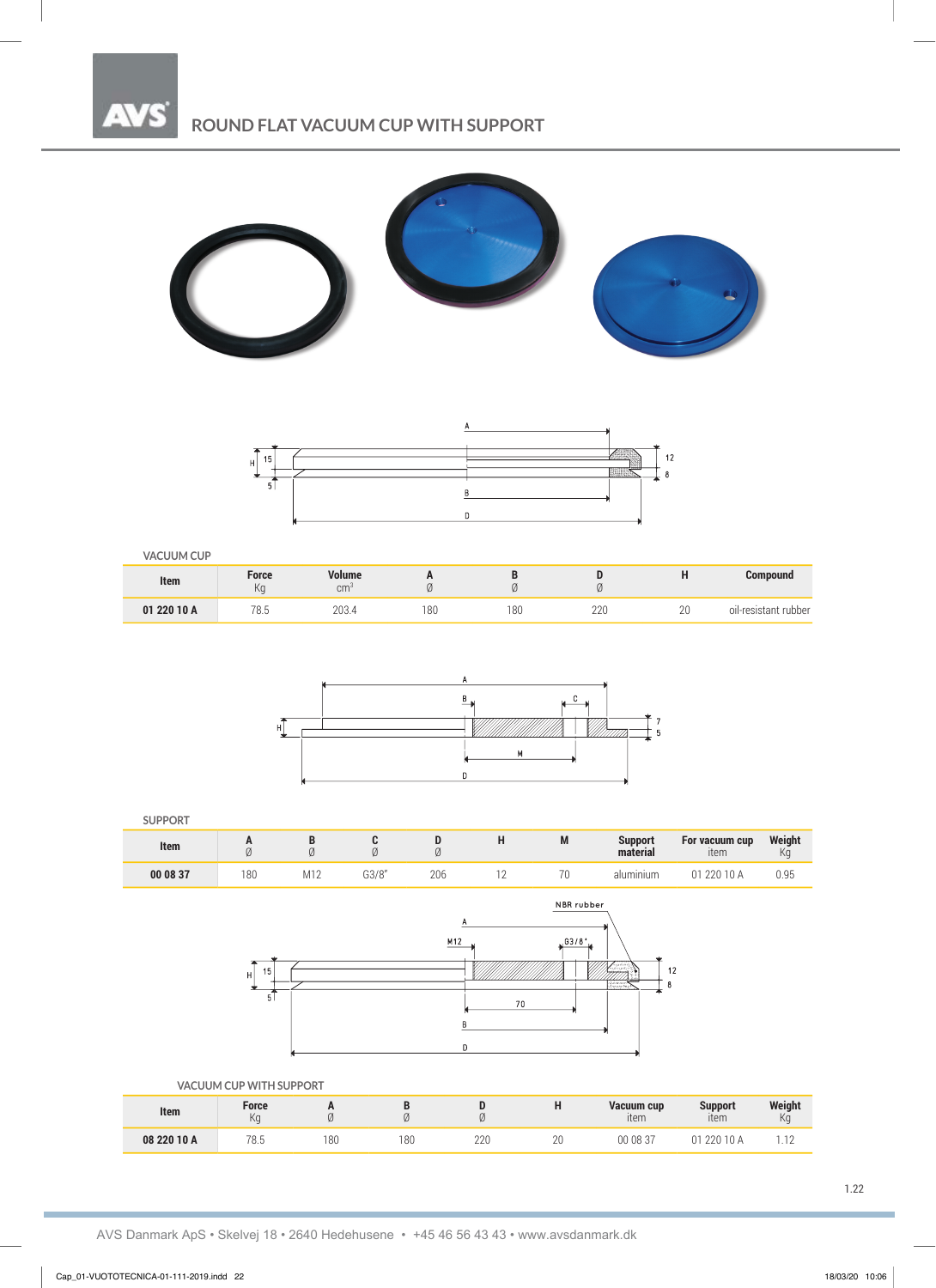# ROUND FLAT VACUUM CUP WITH SUPPORT

VACUUM CUP

| Item | Force Kg | Volume cm$^3$ | A Ø | B Ø | D Ø | H | Compound |
|---|---|---|---|---|---|---|---|
| **01 220 10 A** | 78.5 | 203.4 | 180 | 180 | 220 | 20 | oil-resistant rubber |

SUPPORT

| Item | A Ø | B Ø | C Ø | D Ø | H | M | Support material | For vacuum cup item | Weight Kg |
|---|---|---|---|---|---|---|---|---|---|
| **00 08 37** | 180 | M12 | G3/8" | 206 | 12 | 70 | aluminium | 01 220 10 A | 0.95 |

VACUUM CUP WITH SUPPORT

| Item | Force Kg | A Ø | B Ø | D Ø | H | Vacuum cup item | Support item | Weight Kg |
|---|---|---|---|---|---|---|---|---|
| **08 220 10 A** | 78.5 | 180 | 180 | 220 | 20 | 00 08 37 | 01 220 10 A | 1.12 |

AVS Danmark ApS • Skelvej 18 • 2640 Hedehusene • +45 46 56 43 43 • www.avsdanmark.dk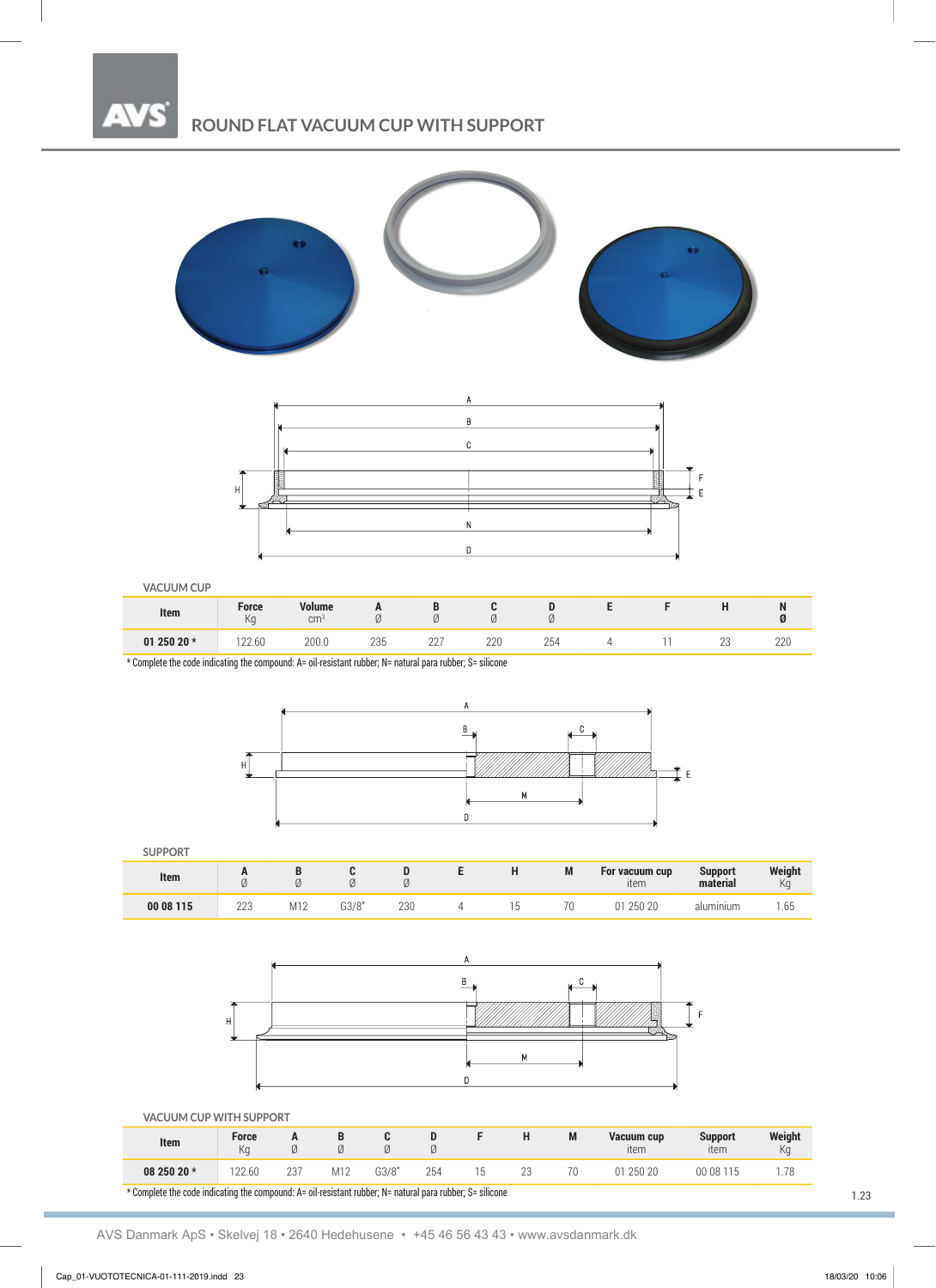# ROUND FLAT VACUUM CUP WITH SUPPORT

A
B
C
F
E
H
N
D

VACUUM CUP

| Item | Force<br>Kg | Volume<br>cm³ | A<br>Ø | B<br>Ø | C<br>Ø | D<br>Ø | E | F | H | N<br>Ø |
|---|---|---|---|---|---|---|---|---|---|---|
| **01 250 20 *** | 122.60 | 200.0 | 235 | 227 | 220 | 254 | 4 | 11 | 23 | 220 |

* Complete the code indicating the compound: A= oil-resistant rubber; N= natural para rubber; S= silicone

A
B
C
H
E
M
D

SUPPORT

| Item | A<br>Ø | B<br>Ø | C<br>Ø | D<br>Ø | E | H | M | For vacuum cup<br>item | Support<br>material | Weight<br>Kg |
|---|---|---|---|---|---|---|---|---|---|---|
| **00 08 115** | 223 | M12 | G3/8" | 230 | 4 | 15 | 70 | 01 250 20 | aluminium | 1.65 |

A
B
C
H
F
M
D

VACUUM CUP WITH SUPPORT

| Item | Force<br>Kg | A<br>Ø | B<br>Ø | C<br>Ø | D<br>Ø | F | H | M | Vacuum cup<br>item | Support<br>item | Weight<br>Kg |
|---|---|---|---|---|---|---|---|---|---|---|---|
| **08 250 20 *** | 122.60 | 237 | M12 | G3/8" | 254 | 15 | 23 | 70 | 01 250 20 | 00 08 115 | 1.78 |

* Complete the code indicating the compound: A= oil-resistant rubber; N= natural para rubber; S= silicone

AVS Danmark ApS • Skelvej 18 • 2640 Hedehusene • +45 46 56 43 43 • www.avsdanmark.dk